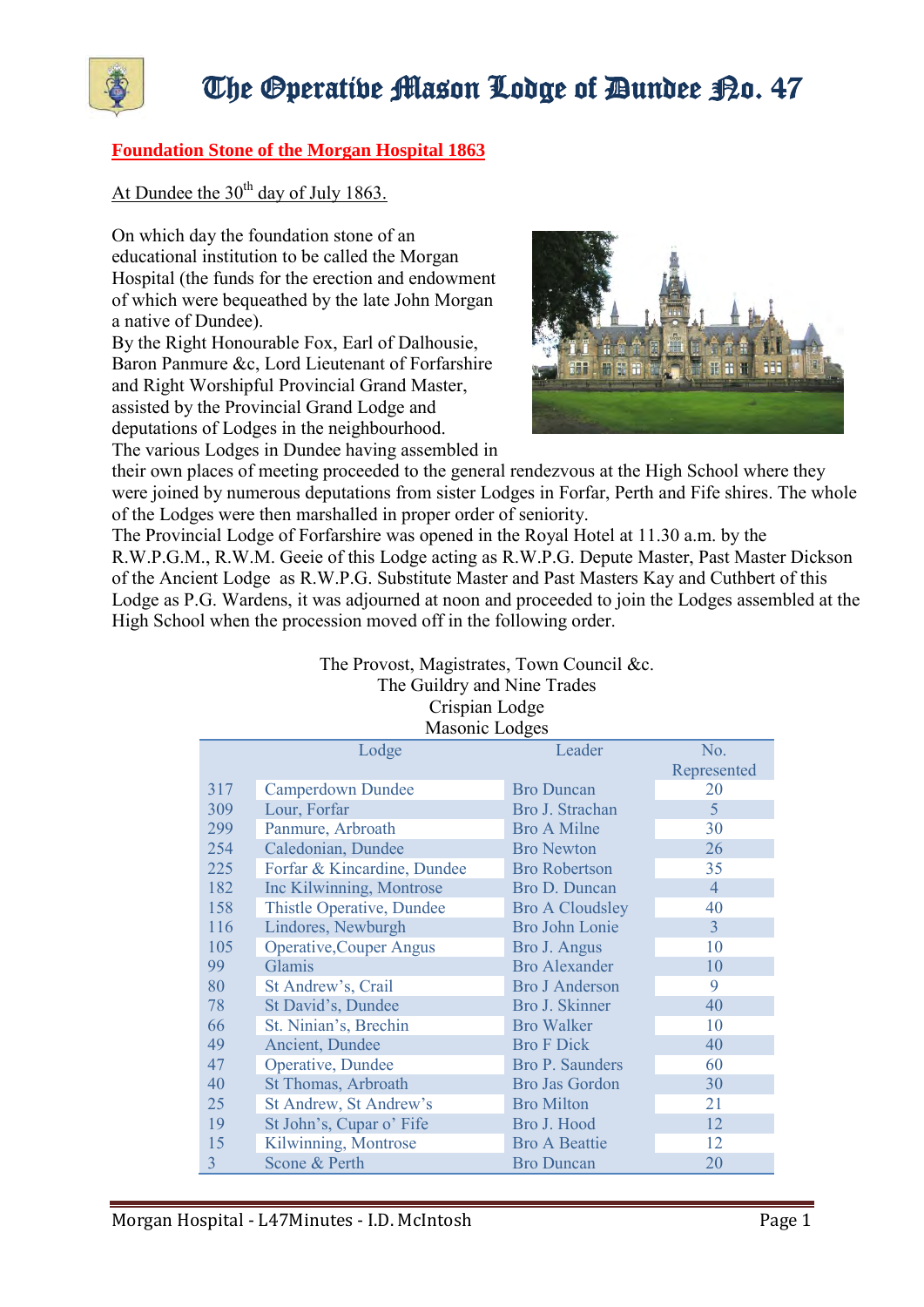# The Operative Mason Lodge of Dundee No. 47

## Foundation Stone of the Morgan Hospital 1863

At Dundee the 30th day of July 1863.

On which day the foundation stone of an educational institution to be called the Morgan Hospital (the funds for the erection and endowment of which were bequeathed by the late John Morgan a native of Dundee).

By the Right Honourable Fox, Earl of Dalhousie, Baron Panmure &c, Lord Lieutenant of Forfarshire and Right Worshipful Provincial Grand Master, assisted by the Provincial Grand Lodge and deputations of Lodges in the neighbourhood.

The various Lodges in Dundee having assembled in their own places of meeting proceeded to the general rendezvous at the High School where they were joined by numerous deputations from sister Lodges in Forfar, Perth and Fife shires. The whole of the Lodges were then marshalled in proper order of seniority.

The Provincial Lodge of Forfarshire was opened in the Royal Hotel at 11.30 a.m. by the R.W.P.G.M., R.W.M. Geeie of this Lodge acting as R.W.P.G. Depute Master, Past Master Dickson of the Ancient Lodge as R.W.P.G. Substitute Master and Past Masters Kay and Cuthbert of this Lodge as P.G. Wardens, it was adjourned at noon and proceeded to join the Lodges assembled at the High School when the procession moved off in the following order.

The Provost, Magistrates, Town Council &c.
The Guildry and Nine Trades
Crispian Lodge
Masonic Lodges

| | Lodge | Leader | No. Represented |
|---|---|---|---|
| 317 | Camperdown Dundee | Bro Duncan | 20 |
| 309 | Lour, Forfar | Bro J. Strachan | 5 |
| 299 | Panmure, Arbroath | Bro A Milne | 30 |
| 254 | Caledonian, Dundee | Bro Newton | 26 |
| 225 | Forfar & Kincardine, Dundee | Bro Robertson | 35 |
| 182 | Inc Kilwinning, Montrose | Bro D. Duncan | 4 |
| 158 | Thistle Operative, Dundee | Bro A Cloudsley | 40 |
| 116 | Lindores, Newburgh | Bro John Lonie | 3 |
| 105 | Operative,Couper Angus | Bro J. Angus | 10 |
| 99 | Glamis | Bro Alexander | 10 |
| 80 | St Andrew's, Crail | Bro J Anderson | 9 |
| 78 | St David's, Dundee | Bro J. Skinner | 40 |
| 66 | St. Ninian's, Brechin | Bro Walker | 10 |
| 49 | Ancient, Dundee | Bro F Dick | 40 |
| 47 | Operative, Dundee | Bro P. Saunders | 60 |
| 40 | St Thomas, Arbroath | Bro Jas Gordon | 30 |
| 25 | St Andrew, St Andrew's | Bro Milton | 21 |
| 19 | St John's, Cupar o' Fife | Bro J. Hood | 12 |
| 15 | Kilwinning, Montrose | Bro A Beattie | 12 |
| 3 | Scone & Perth | Bro Duncan | 20 |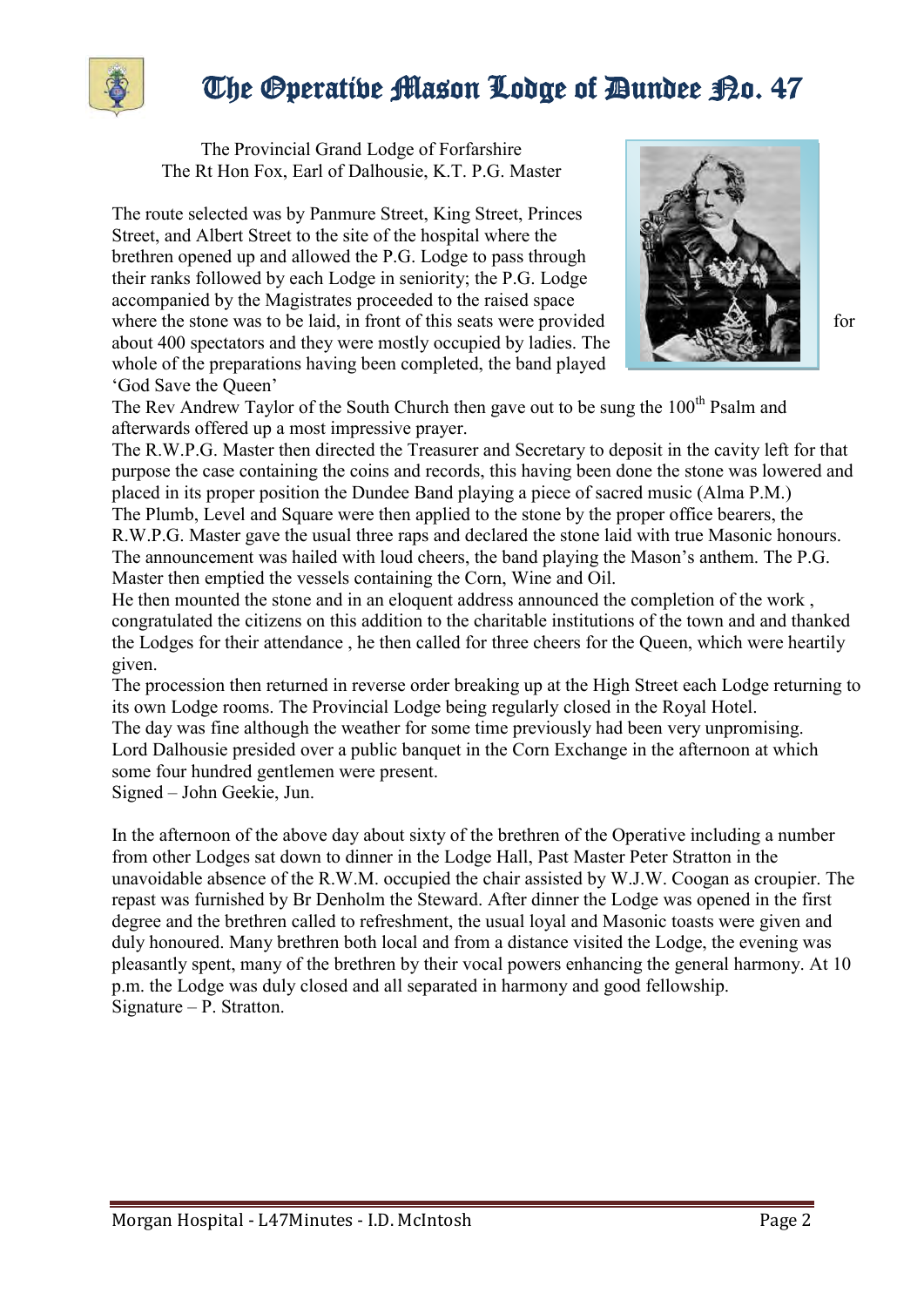The Provincial Grand Lodge of Forfarshire
The Rt Hon Fox, Earl of Dalhousie, K.T. P.G. Master

The route selected was by Panmure Street, King Street, Princes Street, and Albert Street to the site of the hospital where the brethren opened up and allowed the P.G. Lodge to pass through their ranks followed by each Lodge in seniority; the P.G. Lodge accompanied by the Magistrates proceeded to the raised space where the stone was to be laid, in front of this seats were provided for about 400 spectators and they were mostly occupied by ladies. The whole of the preparations having been completed, the band played 'God Save the Queen'

The Rev Andrew Taylor of the South Church then gave out to be sung the 100th Psalm and afterwards offered up a most impressive prayer.

The R.W.P.G. Master then directed the Treasurer and Secretary to deposit in the cavity left for that purpose the case containing the coins and records, this having been done the stone was lowered and placed in its proper position the Dundee Band playing a piece of sacred music (Alma P.M.)

The Plumb, Level and Square were then applied to the stone by the proper office bearers, the R.W.P.G. Master gave the usual three raps and declared the stone laid with true Masonic honours. The announcement was hailed with loud cheers, the band playing the Mason's anthem. The P.G. Master then emptied the vessels containing the Corn, Wine and Oil.

He then mounted the stone and in an eloquent address announced the completion of the work , congratulated the citizens on this addition to the charitable institutions of the town and and thanked the Lodges for their attendance , he then called for three cheers for the Queen, which were heartily given.

The procession then returned in reverse order breaking up at the High Street each Lodge returning to its own Lodge rooms. The Provincial Lodge being regularly closed in the Royal Hotel.

The day was fine although the weather for some time previously had been very unpromising.

Lord Dalhousie presided over a public banquet in the Corn Exchange in the afternoon at which some four hundred gentlemen were present.

Signed – John Geekie, Jun.

In the afternoon of the above day about sixty of the brethren of the Operative including a number from other Lodges sat down to dinner in the Lodge Hall, Past Master Peter Stratton in the unavoidable absence of the R.W.M. occupied the chair assisted by W.J.W. Coogan as croupier. The repast was furnished by Br Denholm the Steward. After dinner the Lodge was opened in the first degree and the brethren called to refreshment, the usual loyal and Masonic toasts were given and duly honoured. Many brethren both local and from a distance visited the Lodge, the evening was pleasantly spent, many of the brethren by their vocal powers enhancing the general harmony. At 10 p.m. the Lodge was duly closed and all separated in harmony and good fellowship.

Signature – P. Stratton.